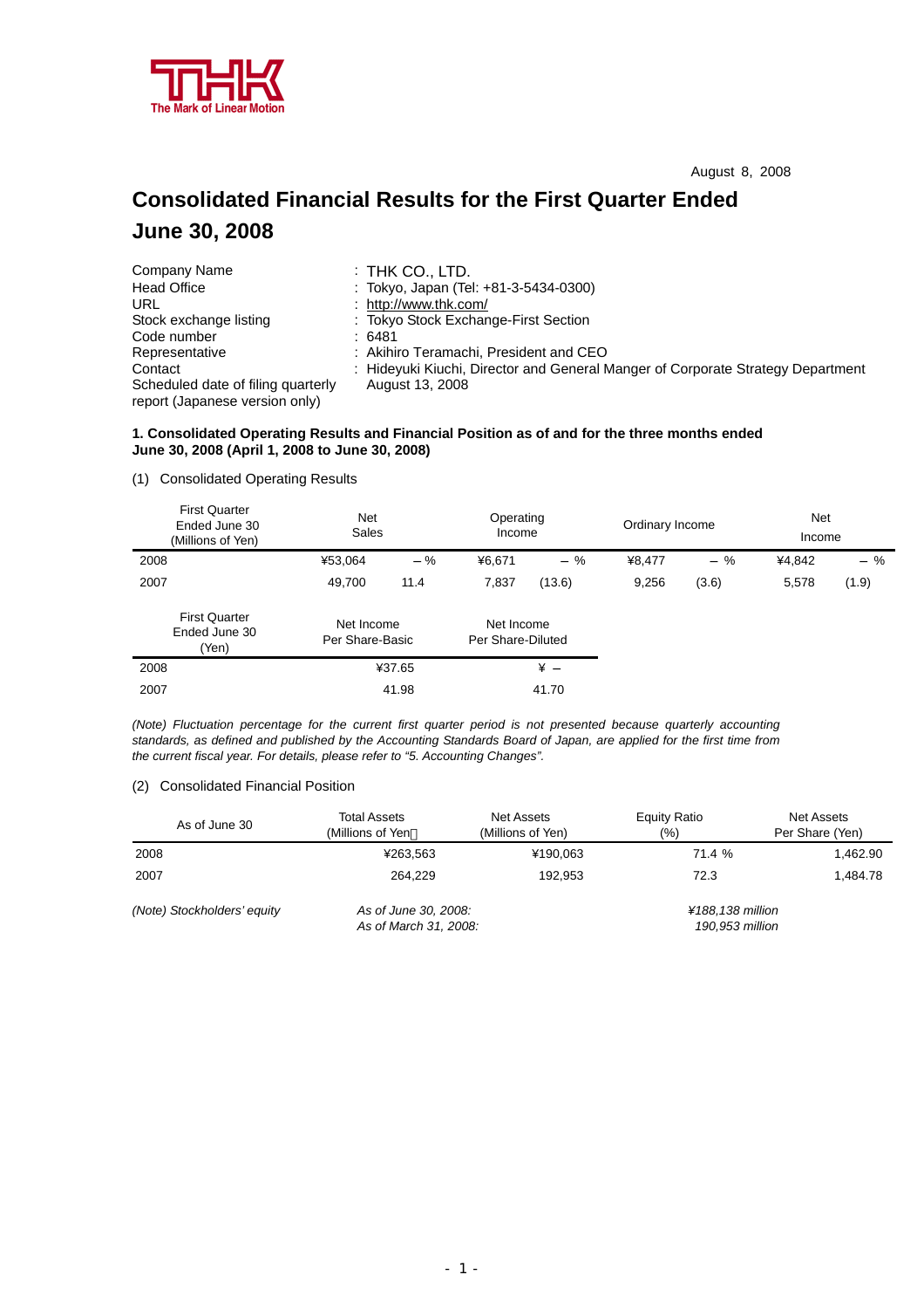THK

The Mark of Linear Motion

August 8, 2008

# Consolidated Financial Results for the First Quarter Ended June 30, 2008

| | |
|---|---|
| Company Name | : THK CO., LTD. |
| Head Office | : Tokyo, Japan (Tel: +81-3-5434-0300) |
| URL | : http://www.thk.com/ |
| Stock exchange listing | : Tokyo Stock Exchange-First Section |
| Code number | : 6481 |
| Representative | : Akihiro Teramachi, President and CEO |
| Contact | : Hideyuki Kiuchi, Director and General Manger of Corporate Strategy Department |
| Scheduled date of filing quarterly report (Japanese version only) | August 13, 2008 |

**1. Consolidated Operating Results and Financial Position as of and for the three months ended June 30, 2008 (April 1, 2008 to June 30, 2008)**

(1) Consolidated Operating Results

| First Quarter Ended June 30 (Millions of Yen) | Net Sales | | Operating Income | | Ordinary Income | | Net Income | |
|---|---|---|---|---|---|---|---|---|
| 2008 | ¥53,064 | – % | ¥6,671 | – % | ¥8,477 | – % | ¥4,842 | – % |
| 2007 | 49,700 | 11.4 | 7,837 | (13.6) | 9,256 | (3.6) | 5,578 | (1.9) |

| First Quarter Ended June 30 (Yen) | Net Income Per Share-Basic | Net Income Per Share-Diluted |
|---|---|---|
| 2008 | ¥37.65 | ¥ – |
| 2007 | 41.98 | 41.70 |

*(Note) Fluctuation percentage for the current first quarter period is not presented because quarterly accounting standards, as defined and published by the Accounting Standards Board of Japan, are applied for the first time from the current fiscal year. For details, please refer to "5. Accounting Changes".*

(2) Consolidated Financial Position

| As of June 30 | Total Assets (Millions of Yen) | Net Assets (Millions of Yen) | Equity Ratio (%) | Net Assets Per Share (Yen) |
|---|---|---|---|---|
| 2008 | ¥263,563 | ¥190,063 | 71.4 % | 1,462.90 |
| 2007 | 264,229 | 192,953 | 72.3 | 1,484.78 |

*(Note) Stockholders' equity* — *As of June 30, 2008:* *¥188,138 million*; *As of March 31, 2008:* *190,953 million*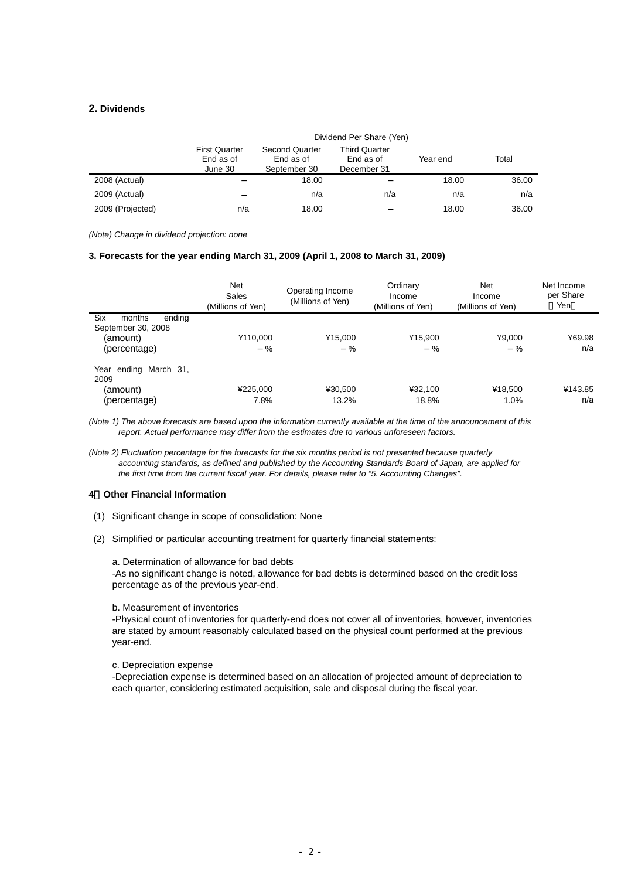## 2. Dividends

| | Dividend Per Share (Yen) | | | | |
|---|---|---|---|---|---|
| | First Quarter End as of June 30 | Second Quarter End as of September 30 | Third Quarter End as of December 31 | Year end | Total |
| 2008 (Actual) | – | 18.00 | – | 18.00 | 36.00 |
| 2009 (Actual) | – | n/a | n/a | n/a | n/a |
| 2009 (Projected) | n/a | 18.00 | – | 18.00 | 36.00 |

*(Note) Change in dividend projection: none*

## 3. Forecasts for the year ending March 31, 2009 (April 1, 2008 to March 31, 2009)

| | Net Sales (Millions of Yen) | Operating Income (Millions of Yen) | Ordinary Income (Millions of Yen) | Net Income (Millions of Yen) | Net Income per Share （Yen） |
|---|---|---|---|---|---|
| Six months ending September 30, 2008 | | | | | |
| (amount) | ¥110,000 | ¥15,000 | ¥15,900 | ¥9,000 | ¥69.98 |
| (percentage) | – % | – % | – % | – % | n/a |
| Year ending March 31, 2009 | | | | | |
| (amount) | ¥225,000 | ¥30,500 | ¥32,100 | ¥18,500 | ¥143.85 |
| (percentage) | 7.8% | 13.2% | 18.8% | 1.0% | n/a |

*(Note 1) The above forecasts are based upon the information currently available at the time of the announcement of this report. Actual performance may differ from the estimates due to various unforeseen factors.*

*(Note 2) Fluctuation percentage for the forecasts for the six months period is not presented because quarterly accounting standards, as defined and published by the Accounting Standards Board of Japan, are applied for the first time from the current fiscal year. For details, please refer to "5. Accounting Changes".*

## 4．Other Financial Information

(1) Significant change in scope of consolidation: None

(2) Simplified or particular accounting treatment for quarterly financial statements:

a. Determination of allowance for bad debts
-As no significant change is noted, allowance for bad debts is determined based on the credit loss percentage as of the previous year-end.

b. Measurement of inventories
-Physical count of inventories for quarterly-end does not cover all of inventories, however, inventories are stated by amount reasonably calculated based on the physical count performed at the previous year-end.

c. Depreciation expense
-Depreciation expense is determined based on an allocation of projected amount of depreciation to each quarter, considering estimated acquisition, sale and disposal during the fiscal year.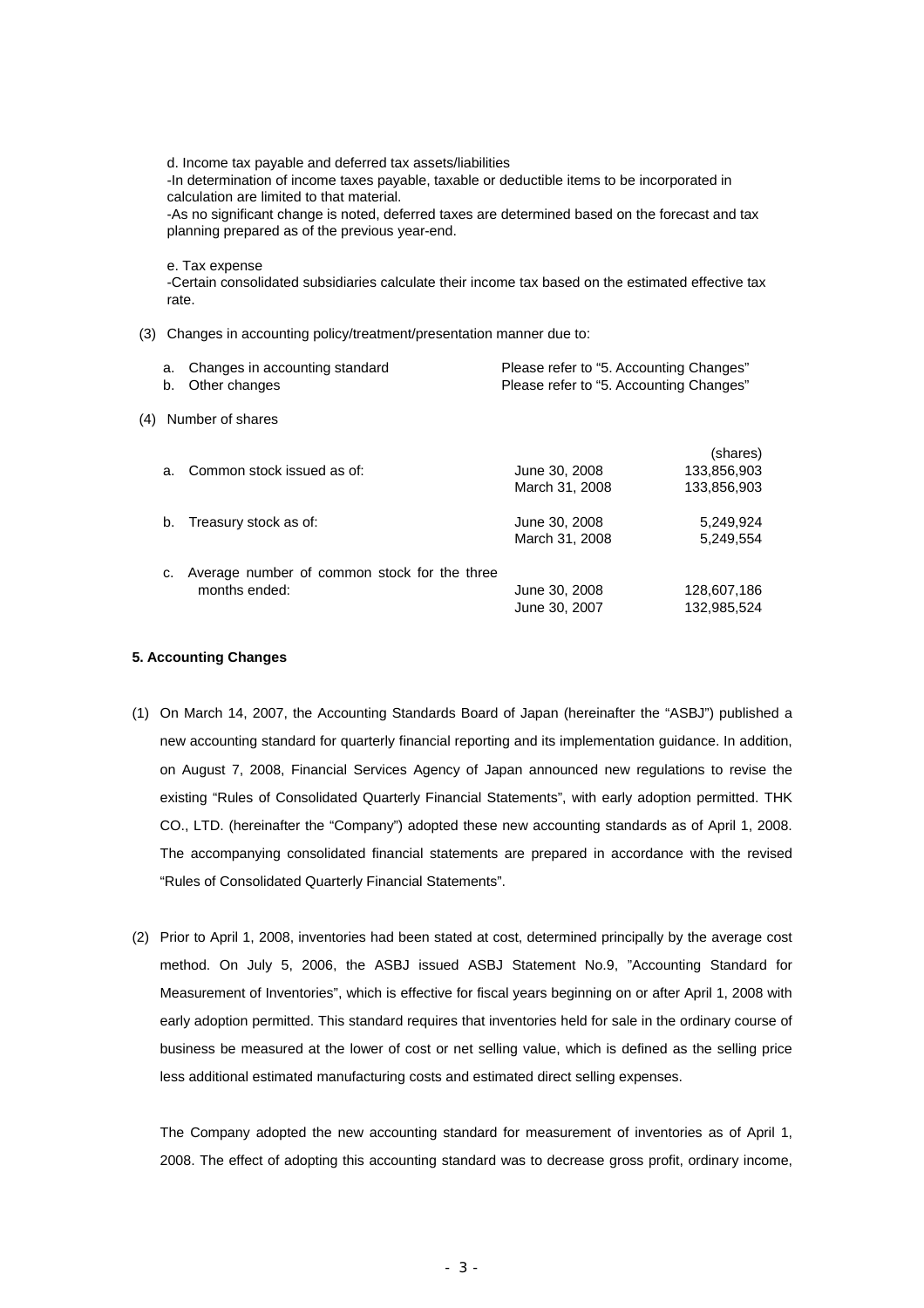d. Income tax payable and deferred tax assets/liabilities

-In determination of income taxes payable, taxable or deductible items to be incorporated in calculation are limited to that material.

-As no significant change is noted, deferred taxes are determined based on the forecast and tax planning prepared as of the previous year-end.

e. Tax expense

-Certain consolidated subsidiaries calculate their income tax based on the estimated effective tax rate.

(3) Changes in accounting policy/treatment/presentation manner due to:

| | |
|---|---|
| a. Changes in accounting standard | Please refer to "5. Accounting Changes" |
| b. Other changes | Please refer to "5. Accounting Changes" |

(4) Number of shares

| | | (shares) |
|---|---|---|
| a. Common stock issued as of: | June 30, 2008 | 133,856,903 |
| | March 31, 2008 | 133,856,903 |
| b. Treasury stock as of: | June 30, 2008 | 5,249,924 |
| | March 31, 2008 | 5,249,554 |
| c. Average number of common stock for the three months ended: | June 30, 2008 | 128,607,186 |
| | June 30, 2007 | 132,985,524 |

**5. Accounting Changes**

(1) On March 14, 2007, the Accounting Standards Board of Japan (hereinafter the "ASBJ") published a new accounting standard for quarterly financial reporting and its implementation guidance. In addition, on August 7, 2008, Financial Services Agency of Japan announced new regulations to revise the existing "Rules of Consolidated Quarterly Financial Statements", with early adoption permitted. THK CO., LTD. (hereinafter the "Company") adopted these new accounting standards as of April 1, 2008. The accompanying consolidated financial statements are prepared in accordance with the revised "Rules of Consolidated Quarterly Financial Statements".

(2) Prior to April 1, 2008, inventories had been stated at cost, determined principally by the average cost method. On July 5, 2006, the ASBJ issued ASBJ Statement No.9, "Accounting Standard for Measurement of Inventories", which is effective for fiscal years beginning on or after April 1, 2008 with early adoption permitted. This standard requires that inventories held for sale in the ordinary course of business be measured at the lower of cost or net selling value, which is defined as the selling price less additional estimated manufacturing costs and estimated direct selling expenses.

The Company adopted the new accounting standard for measurement of inventories as of April 1, 2008. The effect of adopting this accounting standard was to decrease gross profit, ordinary income,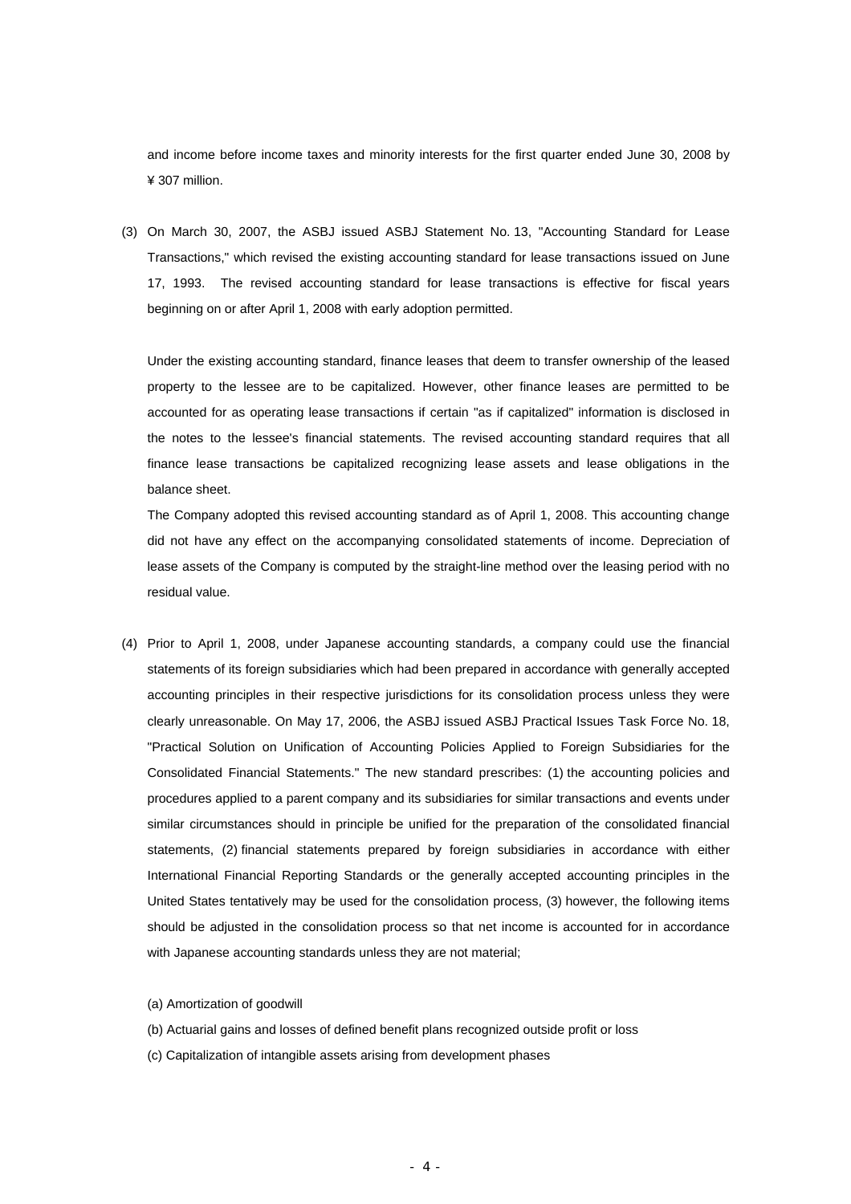and income before income taxes and minority interests for the first quarter ended June 30, 2008 by ¥307 million.

(3) On March 30, 2007, the ASBJ issued ASBJ Statement No. 13, "Accounting Standard for Lease Transactions," which revised the existing accounting standard for lease transactions issued on June 17, 1993. The revised accounting standard for lease transactions is effective for fiscal years beginning on or after April 1, 2008 with early adoption permitted.

Under the existing accounting standard, finance leases that deem to transfer ownership of the leased property to the lessee are to be capitalized. However, other finance leases are permitted to be accounted for as operating lease transactions if certain "as if capitalized" information is disclosed in the notes to the lessee's financial statements. The revised accounting standard requires that all finance lease transactions be capitalized recognizing lease assets and lease obligations in the balance sheet.

The Company adopted this revised accounting standard as of April 1, 2008. This accounting change did not have any effect on the accompanying consolidated statements of income. Depreciation of lease assets of the Company is computed by the straight-line method over the leasing period with no residual value.

(4) Prior to April 1, 2008, under Japanese accounting standards, a company could use the financial statements of its foreign subsidiaries which had been prepared in accordance with generally accepted accounting principles in their respective jurisdictions for its consolidation process unless they were clearly unreasonable. On May 17, 2006, the ASBJ issued ASBJ Practical Issues Task Force No. 18, "Practical Solution on Unification of Accounting Policies Applied to Foreign Subsidiaries for the Consolidated Financial Statements." The new standard prescribes: (1) the accounting policies and procedures applied to a parent company and its subsidiaries for similar transactions and events under similar circumstances should in principle be unified for the preparation of the consolidated financial statements, (2) financial statements prepared by foreign subsidiaries in accordance with either International Financial Reporting Standards or the generally accepted accounting principles in the United States tentatively may be used for the consolidation process, (3) however, the following items should be adjusted in the consolidation process so that net income is accounted for in accordance with Japanese accounting standards unless they are not material;

(a) Amortization of goodwill

(b) Actuarial gains and losses of defined benefit plans recognized outside profit or loss

(c) Capitalization of intangible assets arising from development phases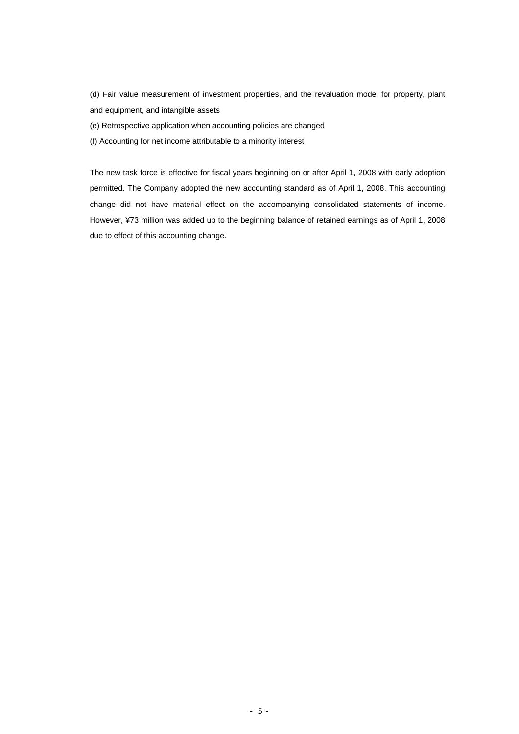(d) Fair value measurement of investment properties, and the revaluation model for property, plant and equipment, and intangible assets

(e) Retrospective application when accounting policies are changed

(f) Accounting for net income attributable to a minority interest

The new task force is effective for fiscal years beginning on or after April 1, 2008 with early adoption permitted. The Company adopted the new accounting standard as of April 1, 2008. This accounting change did not have material effect on the accompanying consolidated statements of income. However, ¥73 million was added up to the beginning balance of retained earnings as of April 1, 2008 due to effect of this accounting change.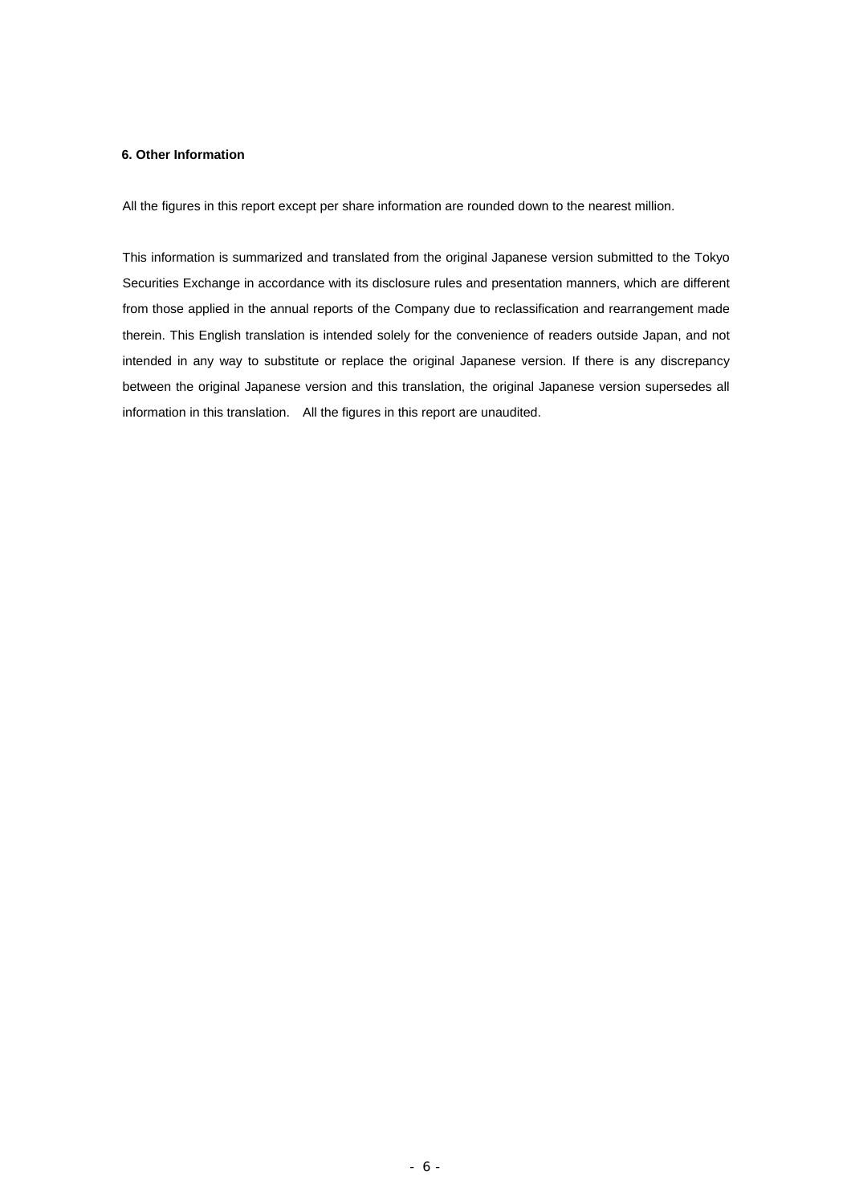### 6. Other Information

All the figures in this report except per share information are rounded down to the nearest million.

This information is summarized and translated from the original Japanese version submitted to the Tokyo Securities Exchange in accordance with its disclosure rules and presentation manners, which are different from those applied in the annual reports of the Company due to reclassification and rearrangement made therein. This English translation is intended solely for the convenience of readers outside Japan, and not intended in any way to substitute or replace the original Japanese version. If there is any discrepancy between the original Japanese version and this translation, the original Japanese version supersedes all information in this translation. All the figures in this report are unaudited.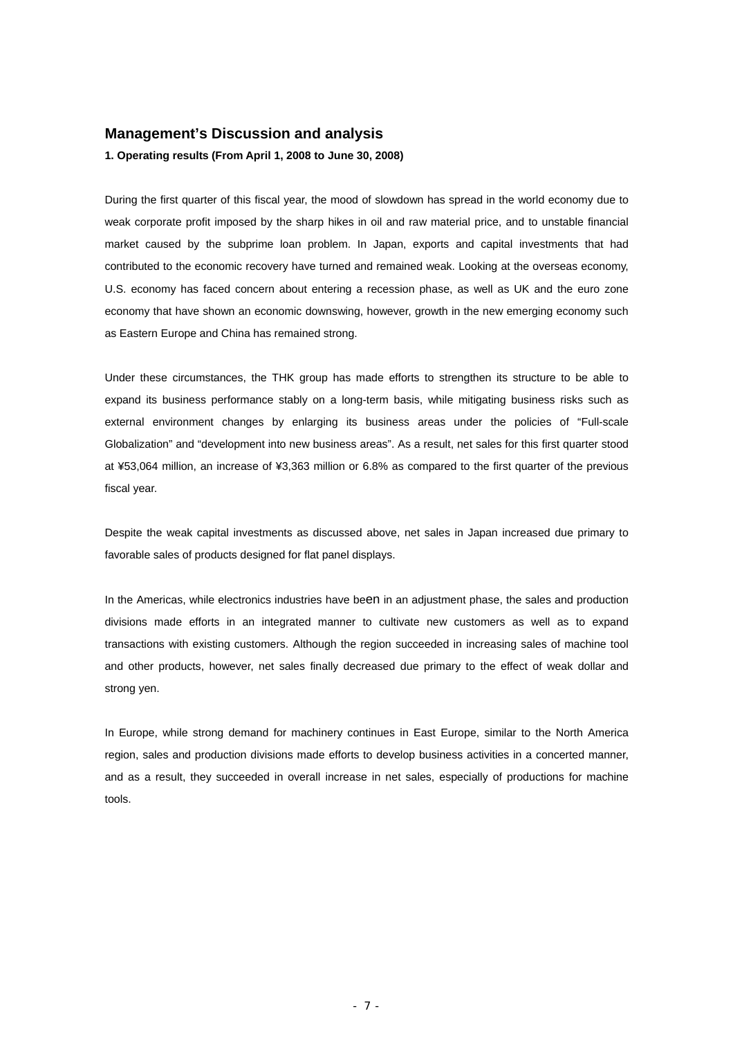## Management's Discussion and analysis

**1. Operating results (From April 1, 2008 to June 30, 2008)**

During the first quarter of this fiscal year, the mood of slowdown has spread in the world economy due to weak corporate profit imposed by the sharp hikes in oil and raw material price, and to unstable financial market caused by the subprime loan problem. In Japan, exports and capital investments that had contributed to the economic recovery have turned and remained weak. Looking at the overseas economy, U.S. economy has faced concern about entering a recession phase, as well as UK and the euro zone economy that have shown an economic downswing, however, growth in the new emerging economy such as Eastern Europe and China has remained strong.

Under these circumstances, the THK group has made efforts to strengthen its structure to be able to expand its business performance stably on a long-term basis, while mitigating business risks such as external environment changes by enlarging its business areas under the policies of "Full-scale Globalization" and "development into new business areas". As a result, net sales for this first quarter stood at ¥53,064 million, an increase of ¥3,363 million or 6.8% as compared to the first quarter of the previous fiscal year.

Despite the weak capital investments as discussed above, net sales in Japan increased due primary to favorable sales of products designed for flat panel displays.

In the Americas, while electronics industries have been in an adjustment phase, the sales and production divisions made efforts in an integrated manner to cultivate new customers as well as to expand transactions with existing customers. Although the region succeeded in increasing sales of machine tool and other products, however, net sales finally decreased due primary to the effect of weak dollar and strong yen.

In Europe, while strong demand for machinery continues in East Europe, similar to the North America region, sales and production divisions made efforts to develop business activities in a concerted manner, and as a result, they succeeded in overall increase in net sales, especially of productions for machine tools.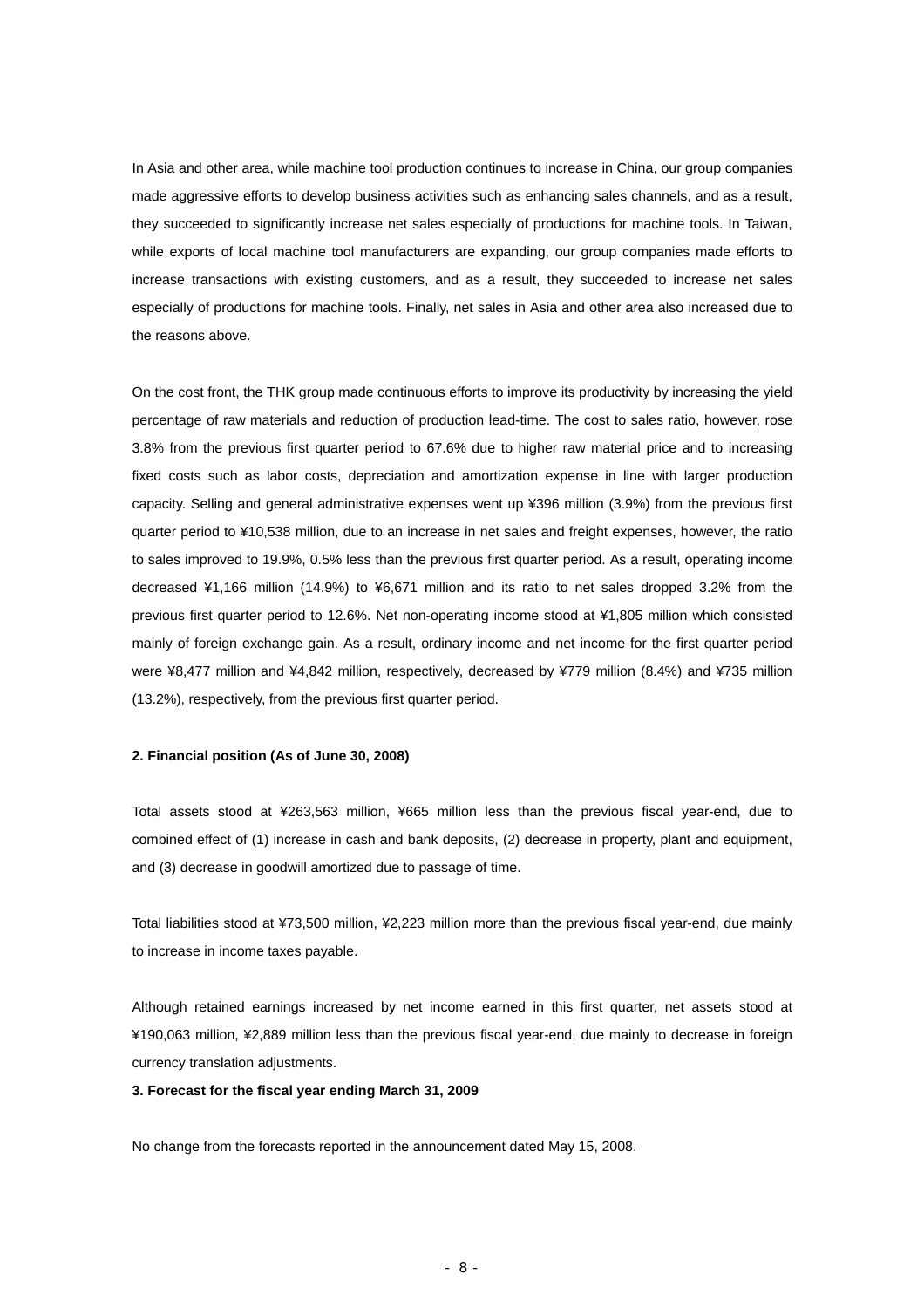In Asia and other area, while machine tool production continues to increase in China, our group companies made aggressive efforts to develop business activities such as enhancing sales channels, and as a result, they succeeded to significantly increase net sales especially of productions for machine tools. In Taiwan, while exports of local machine tool manufacturers are expanding, our group companies made efforts to increase transactions with existing customers, and as a result, they succeeded to increase net sales especially of productions for machine tools. Finally, net sales in Asia and other area also increased due to the reasons above.

On the cost front, the THK group made continuous efforts to improve its productivity by increasing the yield percentage of raw materials and reduction of production lead-time. The cost to sales ratio, however, rose 3.8% from the previous first quarter period to 67.6% due to higher raw material price and to increasing fixed costs such as labor costs, depreciation and amortization expense in line with larger production capacity. Selling and general administrative expenses went up ¥396 million (3.9%) from the previous first quarter period to ¥10,538 million, due to an increase in net sales and freight expenses, however, the ratio to sales improved to 19.9%, 0.5% less than the previous first quarter period. As a result, operating income decreased ¥1,166 million (14.9%) to ¥6,671 million and its ratio to net sales dropped 3.2% from the previous first quarter period to 12.6%. Net non-operating income stood at ¥1,805 million which consisted mainly of foreign exchange gain. As a result, ordinary income and net income for the first quarter period were ¥8,477 million and ¥4,842 million, respectively, decreased by ¥779 million (8.4%) and ¥735 million (13.2%), respectively, from the previous first quarter period.

**2. Financial position (As of June 30, 2008)**

Total assets stood at ¥263,563 million, ¥665 million less than the previous fiscal year-end, due to combined effect of (1) increase in cash and bank deposits, (2) decrease in property, plant and equipment, and (3) decrease in goodwill amortized due to passage of time.

Total liabilities stood at ¥73,500 million, ¥2,223 million more than the previous fiscal year-end, due mainly to increase in income taxes payable.

Although retained earnings increased by net income earned in this first quarter, net assets stood at ¥190,063 million, ¥2,889 million less than the previous fiscal year-end, due mainly to decrease in foreign currency translation adjustments.

**3. Forecast for the fiscal year ending March 31, 2009**

No change from the forecasts reported in the announcement dated May 15, 2008.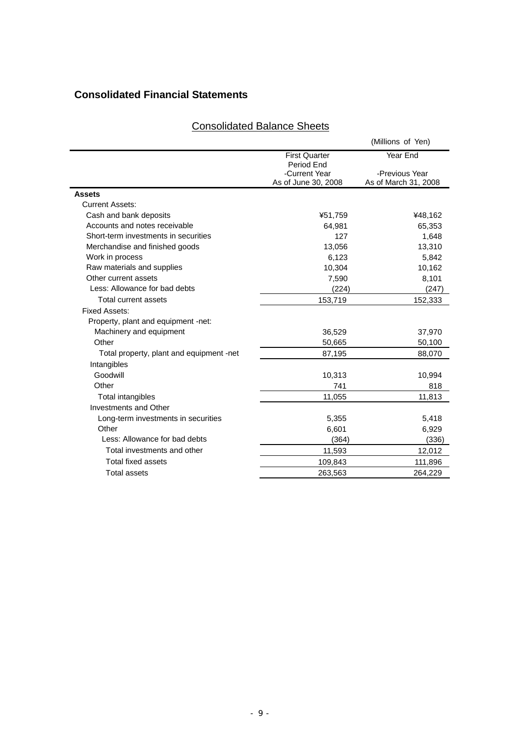## Consolidated Financial Statements

### Consolidated Balance Sheets

(Millions of Yen)

| | First Quarter Period End -Current Year As of June 30, 2008 | Year End -Previous Year As of March 31, 2008 |
|---|---|---|
| **Assets** | | |
| Current Assets: | | |
| Cash and bank deposits | ¥51,759 | ¥48,162 |
| Accounts and notes receivable | 64,981 | 65,353 |
| Short-term investments in securities | 127 | 1,648 |
| Merchandise and finished goods | 13,056 | 13,310 |
| Work in process | 6,123 | 5,842 |
| Raw materials and supplies | 10,304 | 10,162 |
| Other current assets | 7,590 | 8,101 |
| Less: Allowance for bad debts | (224) | (247) |
| Total current assets | 153,719 | 152,333 |
| Fixed Assets: | | |
| Property, plant and equipment -net: | | |
| Machinery and equipment | 36,529 | 37,970 |
| Other | 50,665 | 50,100 |
| Total property, plant and equipment -net | 87,195 | 88,070 |
| Intangibles | | |
| Goodwill | 10,313 | 10,994 |
| Other | 741 | 818 |
| Total intangibles | 11,055 | 11,813 |
| Investments and Other | | |
| Long-term investments in securities | 5,355 | 5,418 |
| Other | 6,601 | 6,929 |
| Less: Allowance for bad debts | (364) | (336) |
| Total investments and other | 11,593 | 12,012 |
| Total fixed assets | 109,843 | 111,896 |
| Total assets | 263,563 | 264,229 |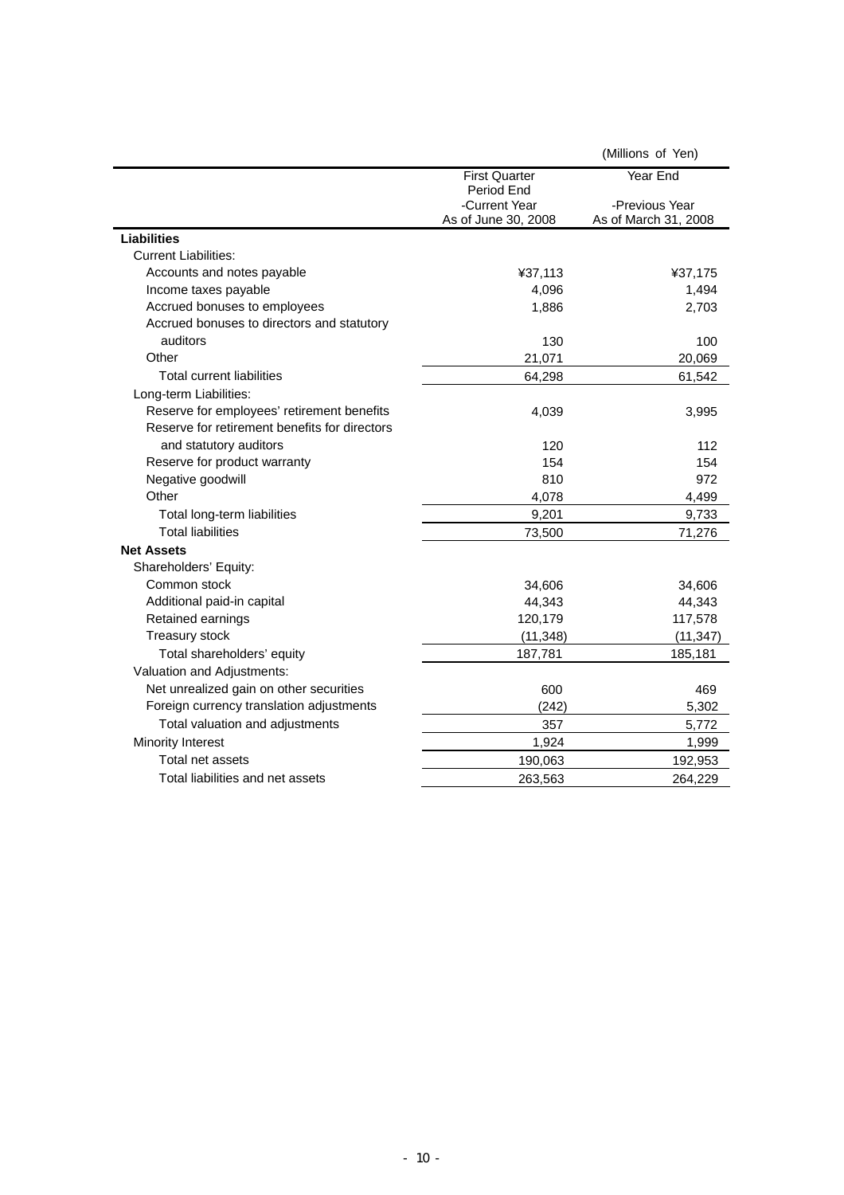(Millions of Yen)

| | First Quarter Period End -Current Year As of June 30, 2008 | Year End -Previous Year As of March 31, 2008 |
|---|---|---|
| **Liabilities** | | |
| Current Liabilities: | | |
| Accounts and notes payable | ¥37,113 | ¥37,175 |
| Income taxes payable | 4,096 | 1,494 |
| Accrued bonuses to employees | 1,886 | 2,703 |
| Accrued bonuses to directors and statutory auditors | 130 | 100 |
| Other | 21,071 | 20,069 |
| Total current liabilities | 64,298 | 61,542 |
| Long-term Liabilities: | | |
| Reserve for employees' retirement benefits | 4,039 | 3,995 |
| Reserve for retirement benefits for directors and statutory auditors | 120 | 112 |
| Reserve for product warranty | 154 | 154 |
| Negative goodwill | 810 | 972 |
| Other | 4,078 | 4,499 |
| Total long-term liabilities | 9,201 | 9,733 |
| Total liabilities | 73,500 | 71,276 |
| **Net Assets** | | |
| Shareholders' Equity: | | |
| Common stock | 34,606 | 34,606 |
| Additional paid-in capital | 44,343 | 44,343 |
| Retained earnings | 120,179 | 117,578 |
| Treasury stock | (11,348) | (11,347) |
| Total shareholders' equity | 187,781 | 185,181 |
| Valuation and Adjustments: | | |
| Net unrealized gain on other securities | 600 | 469 |
| Foreign currency translation adjustments | (242) | 5,302 |
| Total valuation and adjustments | 357 | 5,772 |
| Minority Interest | 1,924 | 1,999 |
| Total net assets | 190,063 | 192,953 |
| Total liabilities and net assets | 263,563 | 264,229 |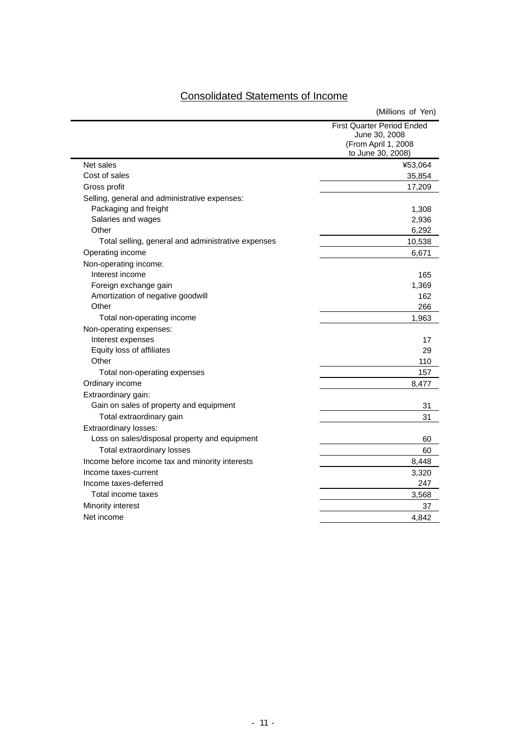# Consolidated Statements of Income

(Millions of Yen)

| | First Quarter Period Ended June 30, 2008 (From April 1, 2008 to June 30, 2008) |
|---|---|
| Net sales | ¥53,064 |
| Cost of sales | 35,854 |
| Gross profit | 17,209 |
| Selling, general and administrative expenses: | |
| Packaging and freight | 1,308 |
| Salaries and wages | 2,936 |
| Other | 6,292 |
| Total selling, general and administrative expenses | 10,538 |
| Operating income | 6,671 |
| Non-operating income: | |
| Interest income | 165 |
| Foreign exchange gain | 1,369 |
| Amortization of negative goodwill | 162 |
| Other | 266 |
| Total non-operating income | 1,963 |
| Non-operating expenses: | |
| Interest expenses | 17 |
| Equity loss of affiliates | 29 |
| Other | 110 |
| Total non-operating expenses | 157 |
| Ordinary income | 8,477 |
| Extraordinary gain: | |
| Gain on sales of property and equipment | 31 |
| Total extraordinary gain | 31 |
| Extraordinary losses: | |
| Loss on sales/disposal property and equipment | 60 |
| Total extraordinary losses | 60 |
| Income before income tax and minority interests | 8,448 |
| Income taxes-current | 3,320 |
| Income taxes-deferred | 247 |
| Total income taxes | 3,568 |
| Minority interest | 37 |
| Net income | 4,842 |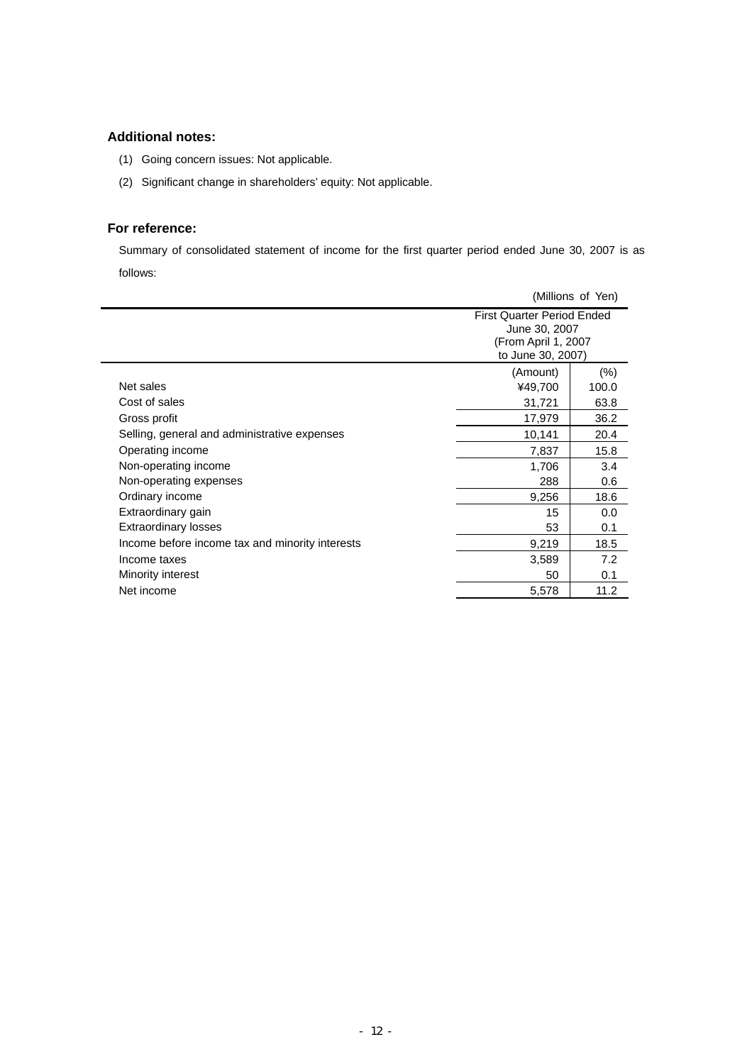## Additional notes:

(1) Going concern issues: Not applicable.

(2) Significant change in shareholders' equity: Not applicable.

## For reference:

Summary of consolidated statement of income for the first quarter period ended June 30, 2007 is as follows:

(Millions of Yen)

| | First Quarter Period Ended June 30, 2007 (From April 1, 2007 to June 30, 2007) | |
|---|---|---|
| | (Amount) | (%) |
| Net sales | ¥49,700 | 100.0 |
| Cost of sales | 31,721 | 63.8 |
| Gross profit | 17,979 | 36.2 |
| Selling, general and administrative expenses | 10,141 | 20.4 |
| Operating income | 7,837 | 15.8 |
| Non-operating income | 1,706 | 3.4 |
| Non-operating expenses | 288 | 0.6 |
| Ordinary income | 9,256 | 18.6 |
| Extraordinary gain | 15 | 0.0 |
| Extraordinary losses | 53 | 0.1 |
| Income before income tax and minority interests | 9,219 | 18.5 |
| Income taxes | 3,589 | 7.2 |
| Minority interest | 50 | 0.1 |
| Net income | 5,578 | 11.2 |